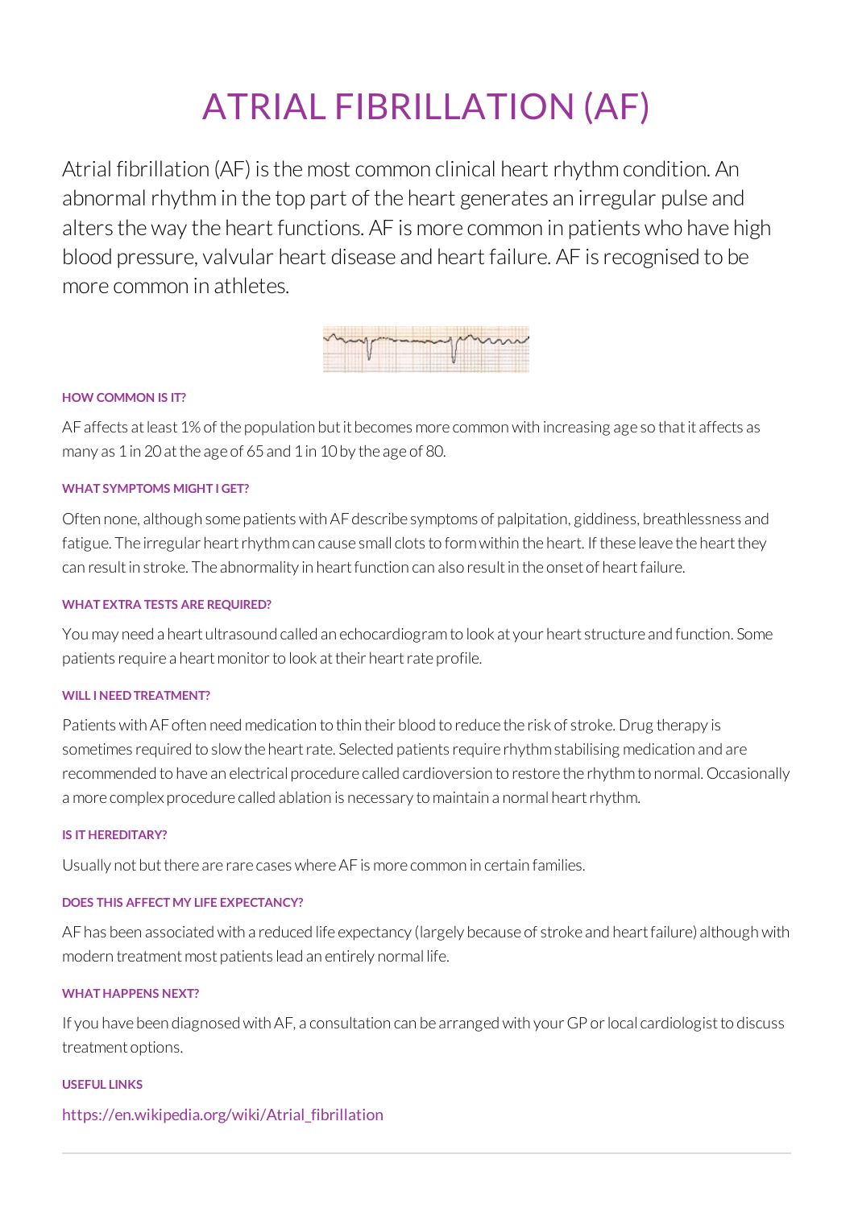# ATRIAL FIBRILLATION (AF)

Atrial fibrillation (AF) is the most common clinical heart rhythm condition. An abnormal rhythm in the top part of the heart generates an irregular pulse and alters the way the heart functions. AF is more common in patients who have high blood pressure, valvular heart disease and heart failure. AF is recognised to be more common in athletes.

#### HOW COMMON IS IT?

AF affects at least 1% of the population but it becomes more common with increasing age so that it affects as many as 1 in 20 at the age of 65 and 1 in 10 by the age of 80.

#### WHAT SYMPTOMS MIGHT I GET?

Often none, although some patients with AF describe symptoms of palpitation, giddiness, breathlessness and fatigue. The irregular heart rhythm can cause small clots to form within the heart. If these leave the heart they can result in stroke. The abnormality in heart function can also result in the onset of heart failure.

#### WHAT EXTRA TESTS ARE REQUIRED?

You may need a heart ultrasound called an echocardiogram to look at your heart structure and function. Some patients require a heart monitor to look at their heart rate profile.

#### WILL I NEED TREATMENT?

Patients with AF often need medication to thin their blood to reduce the risk of stroke. Drug therapy is sometimes required to slow the heart rate. Selected patients require rhythm stabilising medication and are recommended to have an electrical procedure called cardioversion to restore the rhythm to normal. Occasionally a more complex procedure called ablation is necessary to maintain a normal heart rhythm.

#### IS IT HEREDITARY?

Usually not but there are rare cases where AF is more common in certain families.

#### DOES THIS AFFECT MY LIFE EXPECTANCY?

AF has been associated with a reduced life expectancy (largely because of stroke and heart failure) although with modern treatment most patients lead an entirely normal life.

#### WHAT HAPPENS NEXT?

If you have been diagnosed with AF, a consultation can be arranged with your GP or local cardiologist to discuss treatment options.

#### USEFUL LINKS

https://en.wikipedia.org/wiki/Atrial_fibrillation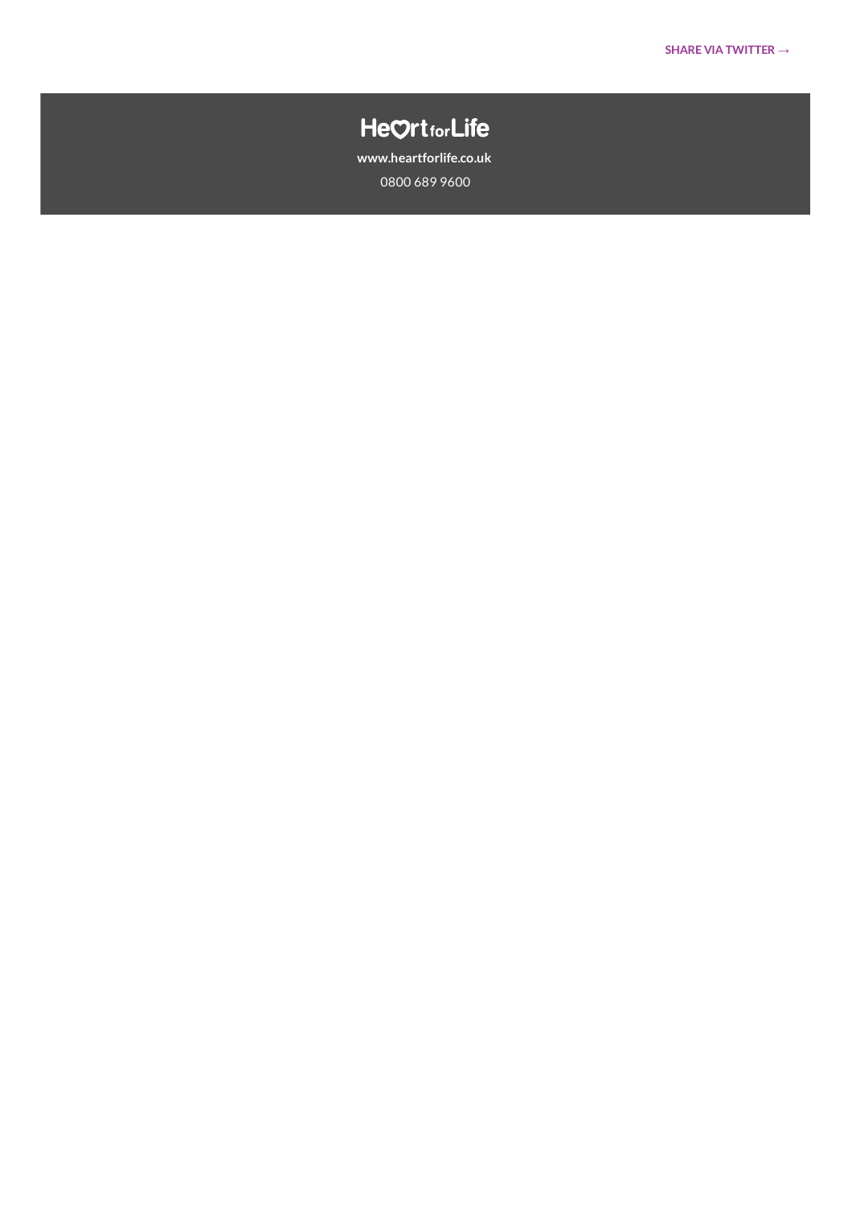SHARE VIA TWITTER →

HeartforLife

www.heartforlife.co.uk

0800 689 9600